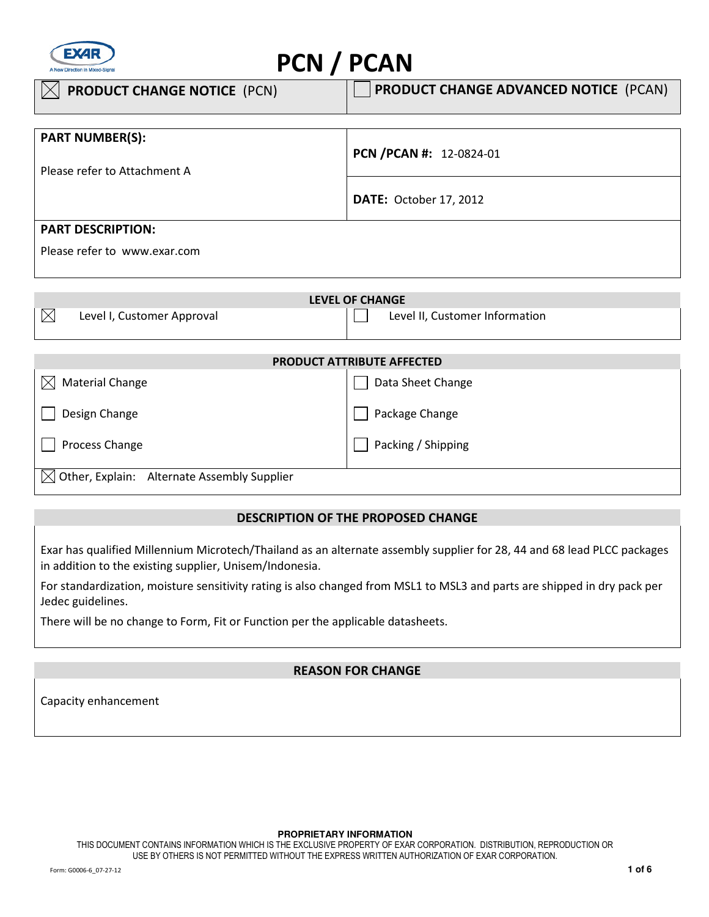# PCN / PCAN

| ☒ **PRODUCT CHANGE NOTICE** (PCN) | ☐ **PRODUCT CHANGE ADVANCED NOTICE** (PCAN) |
|---|---|

| **PART NUMBER(S):** Please refer to Attachment A | **PCN /PCAN #:** 12-0824-01 |
|---|---|
| | **DATE:** October 17, 2012 |

**PART DESCRIPTION:**

Please refer to www.exar.com

| **LEVEL OF CHANGE** | |
|---|---|
| ☒ Level I, Customer Approval | ☐ Level II, Customer Information |

| **PRODUCT ATTRIBUTE AFFECTED** | |
|---|---|
| ☒ Material Change | ☐ Data Sheet Change |
| ☐ Design Change | ☐ Package Change |
| ☐ Process Change | ☐ Packing / Shipping |
| ☒ Other, Explain: Alternate Assembly Supplier | |

## DESCRIPTION OF THE PROPOSED CHANGE

Exar has qualified Millennium Microtech/Thailand as an alternate assembly supplier for 28, 44 and 68 lead PLCC packages in addition to the existing supplier, Unisem/Indonesia.

For standardization, moisture sensitivity rating is also changed from MSL1 to MSL3 and parts are shipped in dry pack per Jedec guidelines.

There will be no change to Form, Fit or Function per the applicable datasheets.

## REASON FOR CHANGE

Capacity enhancement

**PROPRIETARY INFORMATION**

THIS DOCUMENT CONTAINS INFORMATION WHICH IS THE EXCLUSIVE PROPERTY OF EXAR CORPORATION. DISTRIBUTION, REPRODUCTION OR USE BY OTHERS IS NOT PERMITTED WITHOUT THE EXPRESS WRITTEN AUTHORIZATION OF EXAR CORPORATION.

Form: G0006-6_07-27-12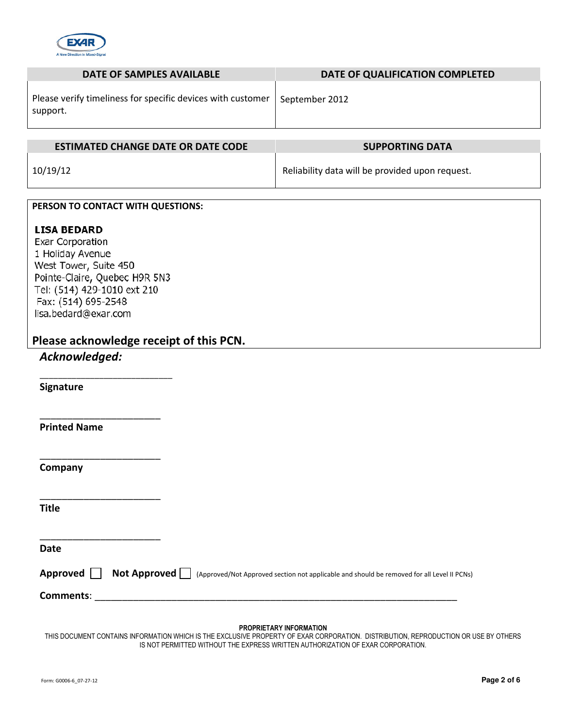| DATE OF SAMPLES AVAILABLE | DATE OF QUALIFICATION COMPLETED |
| --- | --- |
| Please verify timeliness for specific devices with customer support. | September 2012 |

| ESTIMATED CHANGE DATE OR DATE CODE | SUPPORTING DATA |
| --- | --- |
| 10/19/12 | Reliability data will be provided upon request. |

**PERSON TO CONTACT WITH QUESTIONS:**

**LISA BEDARD**
Exar Corporation
1 Holiday Avenue
West Tower, Suite 450
Pointe-Claire, Quebec H9R 5N3
Tel: (514) 429-1010 ext 210
Fax: (514) 695-2548
lisa.bedard@exar.com

## Please acknowledge receipt of this PCN.

***Acknowledged:***

___________________________
**Signature**

________________________
**Printed Name**

________________________
**Company**

________________________
**Title**

________________________
**Date**

**Approved** ☐ **Not Approved** ☐ (Approved/Not Approved section not applicable and should be removed for all Level II PCNs)

**Comments**: ____________________________________________________________________________

**PROPRIETARY INFORMATION**
THIS DOCUMENT CONTAINS INFORMATION WHICH IS THE EXCLUSIVE PROPERTY OF EXAR CORPORATION. DISTRIBUTION, REPRODUCTION OR USE BY OTHERS IS NOT PERMITTED WITHOUT THE EXPRESS WRITTEN AUTHORIZATION OF EXAR CORPORATION.

Form: G0006-6_07-27-12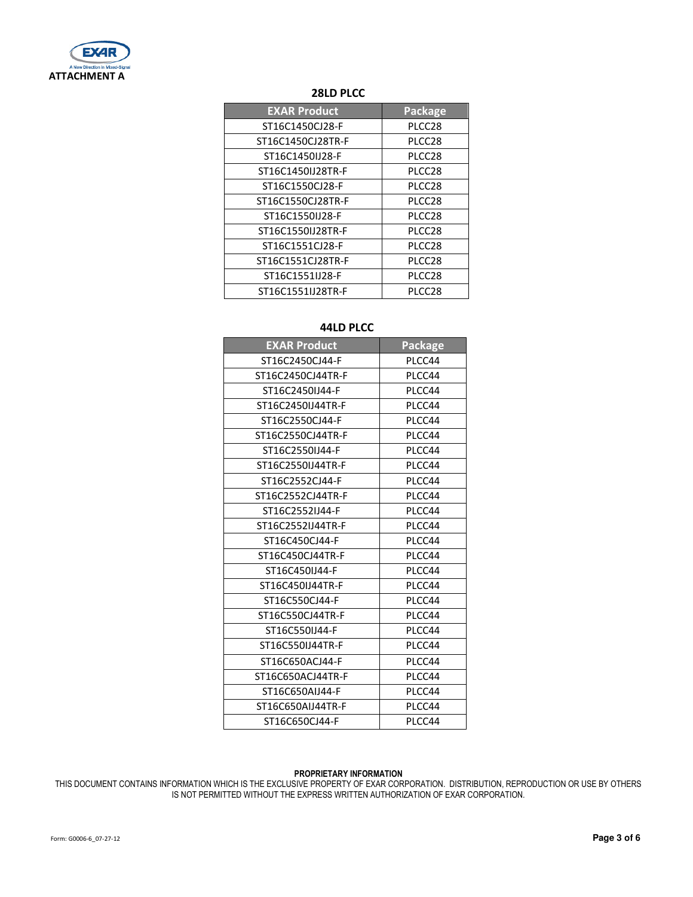ATTACHMENT A

### 28LD PLCC

| EXAR Product | Package |
|---|---|
| ST16C1450CJ28-F | PLCC28 |
| ST16C1450CJ28TR-F | PLCC28 |
| ST16C1450IJ28-F | PLCC28 |
| ST16C1450IJ28TR-F | PLCC28 |
| ST16C1550CJ28-F | PLCC28 |
| ST16C1550CJ28TR-F | PLCC28 |
| ST16C1550IJ28-F | PLCC28 |
| ST16C1550IJ28TR-F | PLCC28 |
| ST16C1551CJ28-F | PLCC28 |
| ST16C1551CJ28TR-F | PLCC28 |
| ST16C1551IJ28-F | PLCC28 |
| ST16C1551IJ28TR-F | PLCC28 |

### 44LD PLCC

| EXAR Product | Package |
|---|---|
| ST16C2450CJ44-F | PLCC44 |
| ST16C2450CJ44TR-F | PLCC44 |
| ST16C2450IJ44-F | PLCC44 |
| ST16C2450IJ44TR-F | PLCC44 |
| ST16C2550CJ44-F | PLCC44 |
| ST16C2550CJ44TR-F | PLCC44 |
| ST16C2550IJ44-F | PLCC44 |
| ST16C2550IJ44TR-F | PLCC44 |
| ST16C2552CJ44-F | PLCC44 |
| ST16C2552CJ44TR-F | PLCC44 |
| ST16C2552IJ44-F | PLCC44 |
| ST16C2552IJ44TR-F | PLCC44 |
| ST16C450CJ44-F | PLCC44 |
| ST16C450CJ44TR-F | PLCC44 |
| ST16C450IJ44-F | PLCC44 |
| ST16C450IJ44TR-F | PLCC44 |
| ST16C550CJ44-F | PLCC44 |
| ST16C550CJ44TR-F | PLCC44 |
| ST16C550IJ44-F | PLCC44 |
| ST16C550IJ44TR-F | PLCC44 |
| ST16C650ACJ44-F | PLCC44 |
| ST16C650ACJ44TR-F | PLCC44 |
| ST16C650AIJ44-F | PLCC44 |
| ST16C650AIJ44TR-F | PLCC44 |
| ST16C650CJ44-F | PLCC44 |

**PROPRIETARY INFORMATION**

THIS DOCUMENT CONTAINS INFORMATION WHICH IS THE EXCLUSIVE PROPERTY OF EXAR CORPORATION. DISTRIBUTION, REPRODUCTION OR USE BY OTHERS IS NOT PERMITTED WITHOUT THE EXPRESS WRITTEN AUTHORIZATION OF EXAR CORPORATION.

Form: G0006-6_07-27-12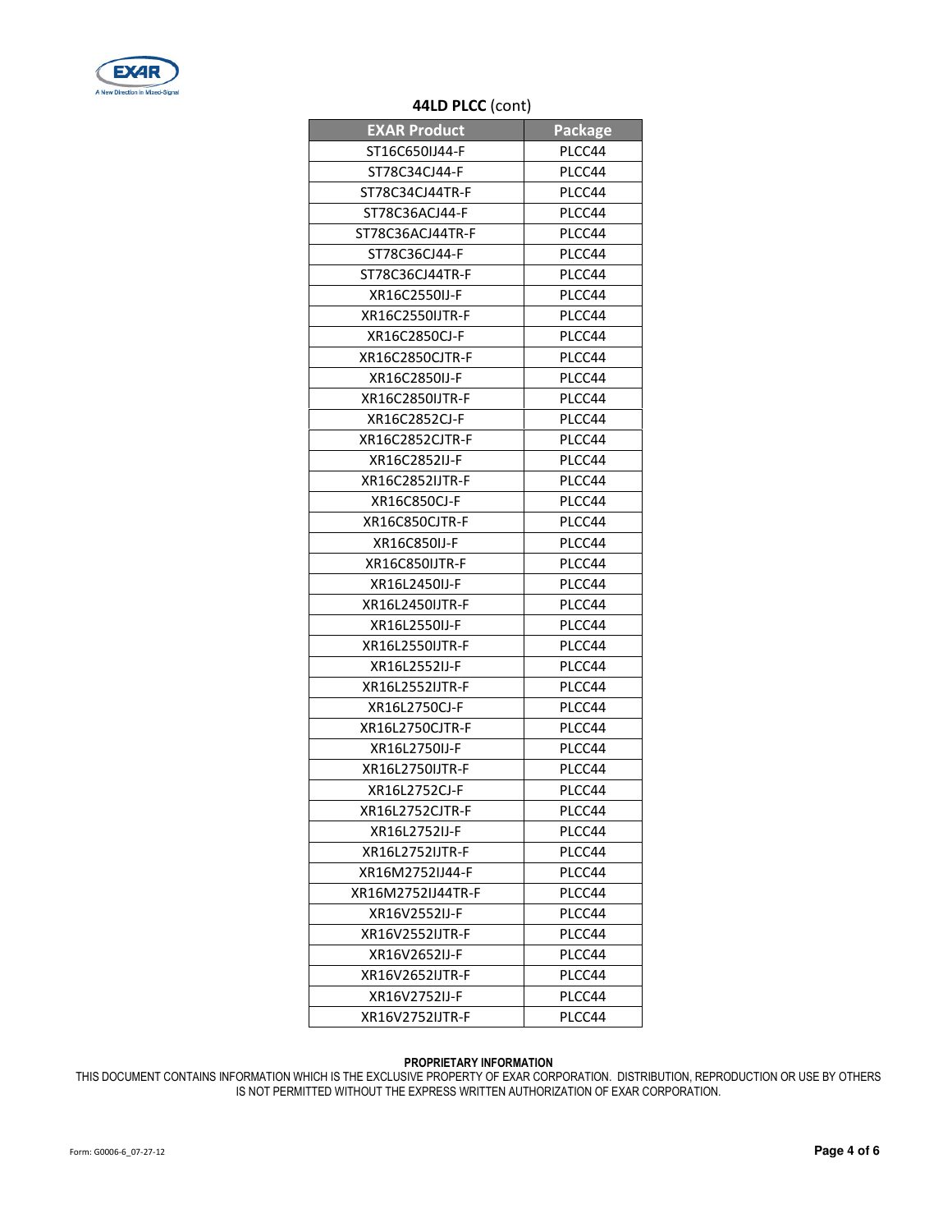**44LD PLCC** (cont)

| EXAR Product | Package |
|---|---|
| ST16C650IJ44-F | PLCC44 |
| ST78C34CJ44-F | PLCC44 |
| ST78C34CJ44TR-F | PLCC44 |
| ST78C36ACJ44-F | PLCC44 |
| ST78C36ACJ44TR-F | PLCC44 |
| ST78C36CJ44-F | PLCC44 |
| ST78C36CJ44TR-F | PLCC44 |
| XR16C2550IJ-F | PLCC44 |
| XR16C2550IJTR-F | PLCC44 |
| XR16C2850CJ-F | PLCC44 |
| XR16C2850CJTR-F | PLCC44 |
| XR16C2850IJ-F | PLCC44 |
| XR16C2850IJTR-F | PLCC44 |
| XR16C2852CJ-F | PLCC44 |
| XR16C2852CJTR-F | PLCC44 |
| XR16C2852IJ-F | PLCC44 |
| XR16C2852IJTR-F | PLCC44 |
| XR16C850CJ-F | PLCC44 |
| XR16C850CJTR-F | PLCC44 |
| XR16C850IJ-F | PLCC44 |
| XR16C850IJTR-F | PLCC44 |
| XR16L2450IJ-F | PLCC44 |
| XR16L2450IJTR-F | PLCC44 |
| XR16L2550IJ-F | PLCC44 |
| XR16L2550IJTR-F | PLCC44 |
| XR16L2552IJ-F | PLCC44 |
| XR16L2552IJTR-F | PLCC44 |
| XR16L2750CJ-F | PLCC44 |
| XR16L2750CJTR-F | PLCC44 |
| XR16L2750IJ-F | PLCC44 |
| XR16L2750IJTR-F | PLCC44 |
| XR16L2752CJ-F | PLCC44 |
| XR16L2752CJTR-F | PLCC44 |
| XR16L2752IJ-F | PLCC44 |
| XR16L2752IJTR-F | PLCC44 |
| XR16M2752IJ44-F | PLCC44 |
| XR16M2752IJ44TR-F | PLCC44 |
| XR16V2552IJ-F | PLCC44 |
| XR16V2552IJTR-F | PLCC44 |
| XR16V2652IJ-F | PLCC44 |
| XR16V2652IJTR-F | PLCC44 |
| XR16V2752IJ-F | PLCC44 |
| XR16V2752IJTR-F | PLCC44 |

**PROPRIETARY INFORMATION**

THIS DOCUMENT CONTAINS INFORMATION WHICH IS THE EXCLUSIVE PROPERTY OF EXAR CORPORATION. DISTRIBUTION, REPRODUCTION OR USE BY OTHERS IS NOT PERMITTED WITHOUT THE EXPRESS WRITTEN AUTHORIZATION OF EXAR CORPORATION.

Form: G0006-6_07-27-12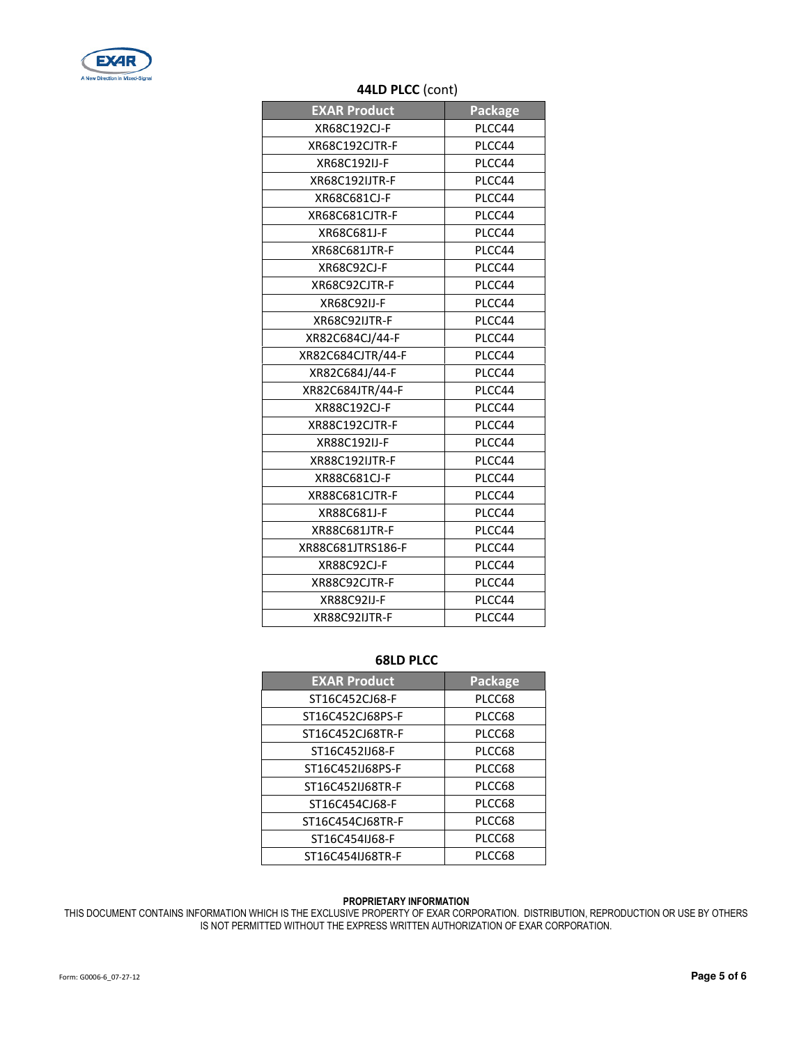### 44LD PLCC (cont)

| EXAR Product | Package |
|---|---|
| XR68C192CJ-F | PLCC44 |
| XR68C192CJTR-F | PLCC44 |
| XR68C192IJ-F | PLCC44 |
| XR68C192IJTR-F | PLCC44 |
| XR68C681CJ-F | PLCC44 |
| XR68C681CJTR-F | PLCC44 |
| XR68C681J-F | PLCC44 |
| XR68C681JTR-F | PLCC44 |
| XR68C92CJ-F | PLCC44 |
| XR68C92CJTR-F | PLCC44 |
| XR68C92IJ-F | PLCC44 |
| XR68C92IJTR-F | PLCC44 |
| XR82C684CJ/44-F | PLCC44 |
| XR82C684CJTR/44-F | PLCC44 |
| XR82C684J/44-F | PLCC44 |
| XR82C684JTR/44-F | PLCC44 |
| XR88C192CJ-F | PLCC44 |
| XR88C192CJTR-F | PLCC44 |
| XR88C192IJ-F | PLCC44 |
| XR88C192IJTR-F | PLCC44 |
| XR88C681CJ-F | PLCC44 |
| XR88C681CJTR-F | PLCC44 |
| XR88C681J-F | PLCC44 |
| XR88C681JTR-F | PLCC44 |
| XR88C681JTRS186-F | PLCC44 |
| XR88C92CJ-F | PLCC44 |
| XR88C92CJTR-F | PLCC44 |
| XR88C92IJ-F | PLCC44 |
| XR88C92IJTR-F | PLCC44 |

### 68LD PLCC

| EXAR Product | Package |
|---|---|
| ST16C452CJ68-F | PLCC68 |
| ST16C452CJ68PS-F | PLCC68 |
| ST16C452CJ68TR-F | PLCC68 |
| ST16C452IJ68-F | PLCC68 |
| ST16C452IJ68PS-F | PLCC68 |
| ST16C452IJ68TR-F | PLCC68 |
| ST16C454CJ68-F | PLCC68 |
| ST16C454CJ68TR-F | PLCC68 |
| ST16C454IJ68-F | PLCC68 |
| ST16C454IJ68TR-F | PLCC68 |

**PROPRIETARY INFORMATION**
THIS DOCUMENT CONTAINS INFORMATION WHICH IS THE EXCLUSIVE PROPERTY OF EXAR CORPORATION. DISTRIBUTION, REPRODUCTION OR USE BY OTHERS IS NOT PERMITTED WITHOUT THE EXPRESS WRITTEN AUTHORIZATION OF EXAR CORPORATION.

Form: G0006-6_07-27-12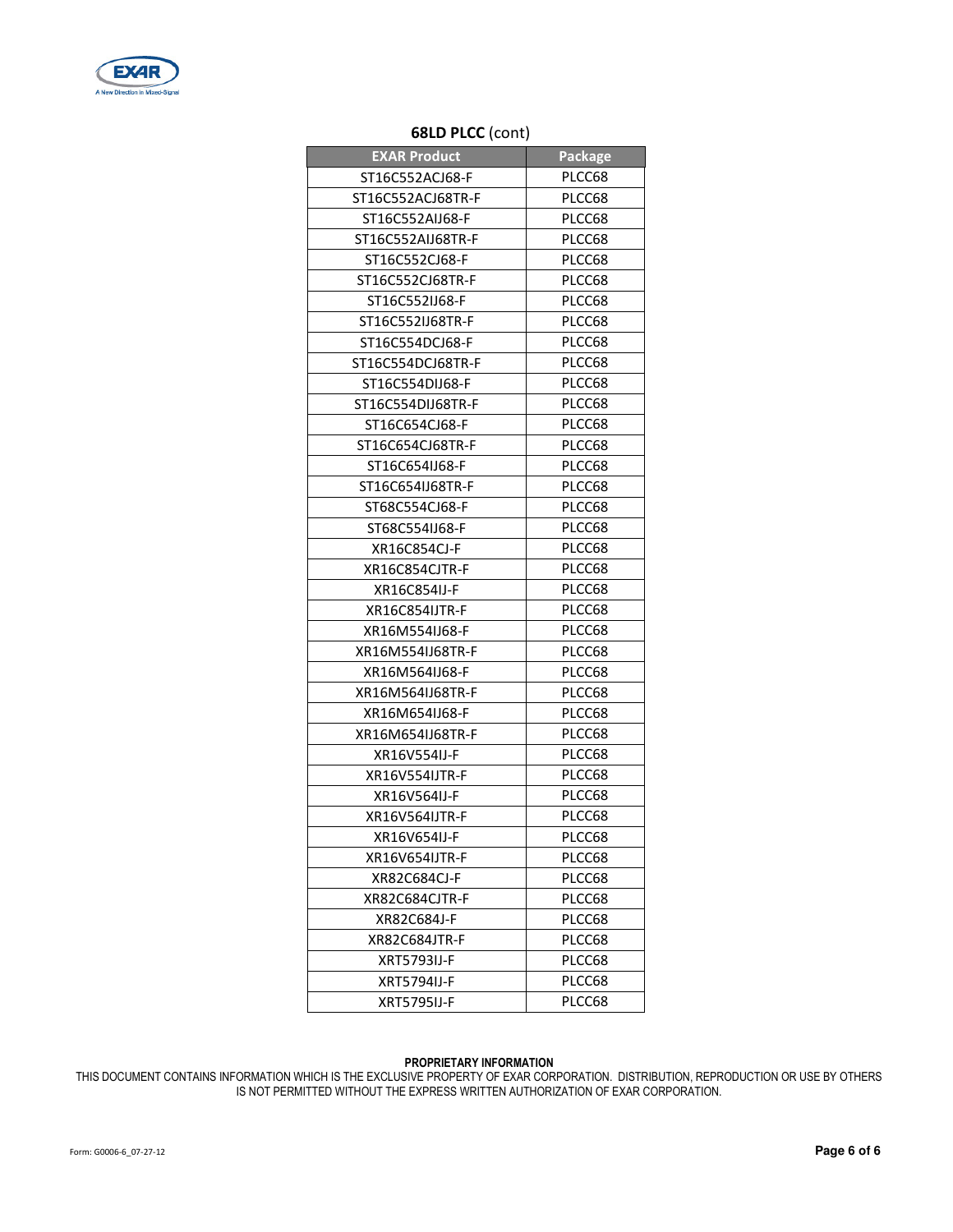**68LD PLCC** (cont)

| EXAR Product | Package |
|---|---|
| ST16C552ACJ68-F | PLCC68 |
| ST16C552ACJ68TR-F | PLCC68 |
| ST16C552AIJ68-F | PLCC68 |
| ST16C552AIJ68TR-F | PLCC68 |
| ST16C552CJ68-F | PLCC68 |
| ST16C552CJ68TR-F | PLCC68 |
| ST16C552IJ68-F | PLCC68 |
| ST16C552IJ68TR-F | PLCC68 |
| ST16C554DCJ68-F | PLCC68 |
| ST16C554DCJ68TR-F | PLCC68 |
| ST16C554DIJ68-F | PLCC68 |
| ST16C554DIJ68TR-F | PLCC68 |
| ST16C654CJ68-F | PLCC68 |
| ST16C654CJ68TR-F | PLCC68 |
| ST16C654IJ68-F | PLCC68 |
| ST16C654IJ68TR-F | PLCC68 |
| ST68C554CJ68-F | PLCC68 |
| ST68C554IJ68-F | PLCC68 |
| XR16C854CJ-F | PLCC68 |
| XR16C854CJTR-F | PLCC68 |
| XR16C854IJ-F | PLCC68 |
| XR16C854IJTR-F | PLCC68 |
| XR16M554IJ68-F | PLCC68 |
| XR16M554IJ68TR-F | PLCC68 |
| XR16M564IJ68-F | PLCC68 |
| XR16M564IJ68TR-F | PLCC68 |
| XR16M654IJ68-F | PLCC68 |
| XR16M654IJ68TR-F | PLCC68 |
| XR16V554IJ-F | PLCC68 |
| XR16V554IJTR-F | PLCC68 |
| XR16V564IJ-F | PLCC68 |
| XR16V564IJTR-F | PLCC68 |
| XR16V654IJ-F | PLCC68 |
| XR16V654IJTR-F | PLCC68 |
| XR82C684CJ-F | PLCC68 |
| XR82C684CJTR-F | PLCC68 |
| XR82C684J-F | PLCC68 |
| XR82C684JTR-F | PLCC68 |
| XRT5793IJ-F | PLCC68 |
| XRT5794IJ-F | PLCC68 |
| XRT5795IJ-F | PLCC68 |

**PROPRIETARY INFORMATION**

THIS DOCUMENT CONTAINS INFORMATION WHICH IS THE EXCLUSIVE PROPERTY OF EXAR CORPORATION. DISTRIBUTION, REPRODUCTION OR USE BY OTHERS IS NOT PERMITTED WITHOUT THE EXPRESS WRITTEN AUTHORIZATION OF EXAR CORPORATION.

Form: G0006-6_07-27-12